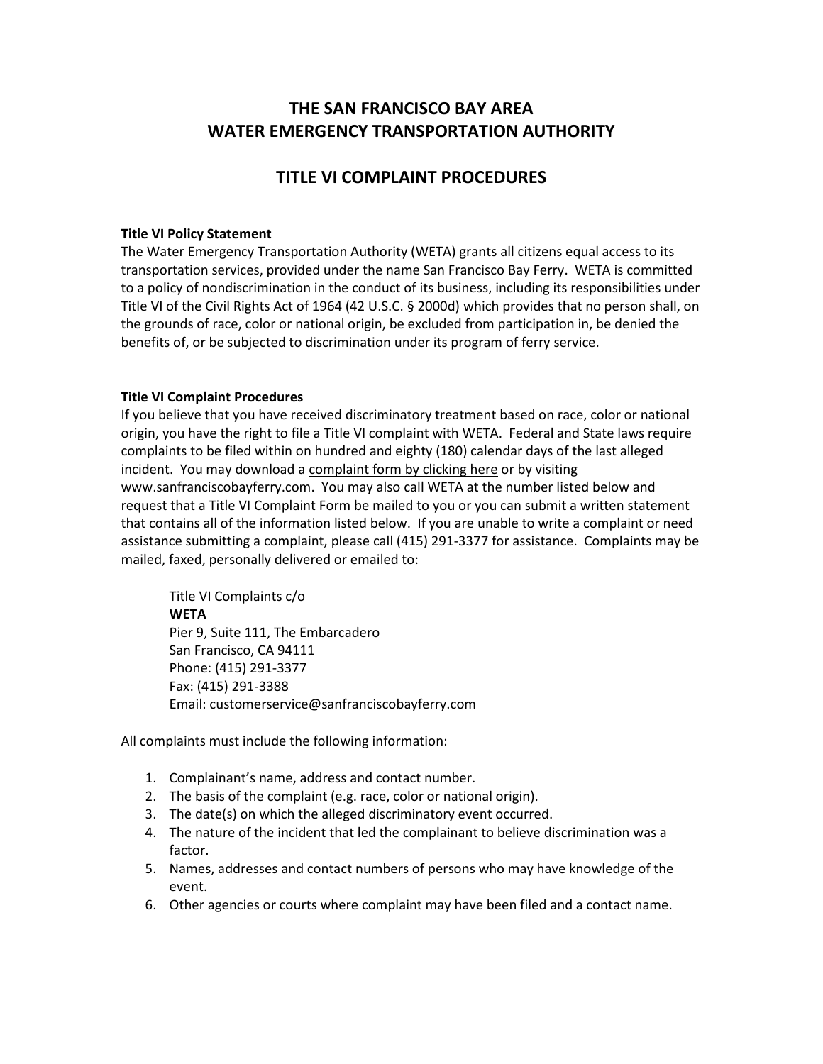# THE SAN FRANCISCO BAY AREA
# WATER EMERGENCY TRANSPORTATION AUTHORITY

## TITLE VI COMPLAINT PROCEDURES

**Title VI Policy Statement**
The Water Emergency Transportation Authority (WETA) grants all citizens equal access to its transportation services, provided under the name San Francisco Bay Ferry. WETA is committed to a policy of nondiscrimination in the conduct of its business, including its responsibilities under Title VI of the Civil Rights Act of 1964 (42 U.S.C. § 2000d) which provides that no person shall, on the grounds of race, color or national origin, be excluded from participation in, be denied the benefits of, or be subjected to discrimination under its program of ferry service.

**Title VI Complaint Procedures**
If you believe that you have received discriminatory treatment based on race, color or national origin, you have the right to file a Title VI complaint with WETA. Federal and State laws require complaints to be filed within on hundred and eighty (180) calendar days of the last alleged incident. You may download a complaint form by clicking here or by visiting www.sanfranciscobayferry.com. You may also call WETA at the number listed below and request that a Title VI Complaint Form be mailed to you or you can submit a written statement that contains all of the information listed below. If you are unable to write a complaint or need assistance submitting a complaint, please call (415) 291-3377 for assistance. Complaints may be mailed, faxed, personally delivered or emailed to:

Title VI Complaints c/o
**WETA**
Pier 9, Suite 111, The Embarcadero
San Francisco, CA 94111
Phone: (415) 291-3377
Fax: (415) 291-3388
Email: customerservice@sanfranciscobayferry.com

All complaints must include the following information:

1. Complainant's name, address and contact number.
2. The basis of the complaint (e.g. race, color or national origin).
3. The date(s) on which the alleged discriminatory event occurred.
4. The nature of the incident that led the complainant to believe discrimination was a factor.
5. Names, addresses and contact numbers of persons who may have knowledge of the event.
6. Other agencies or courts where complaint may have been filed and a contact name.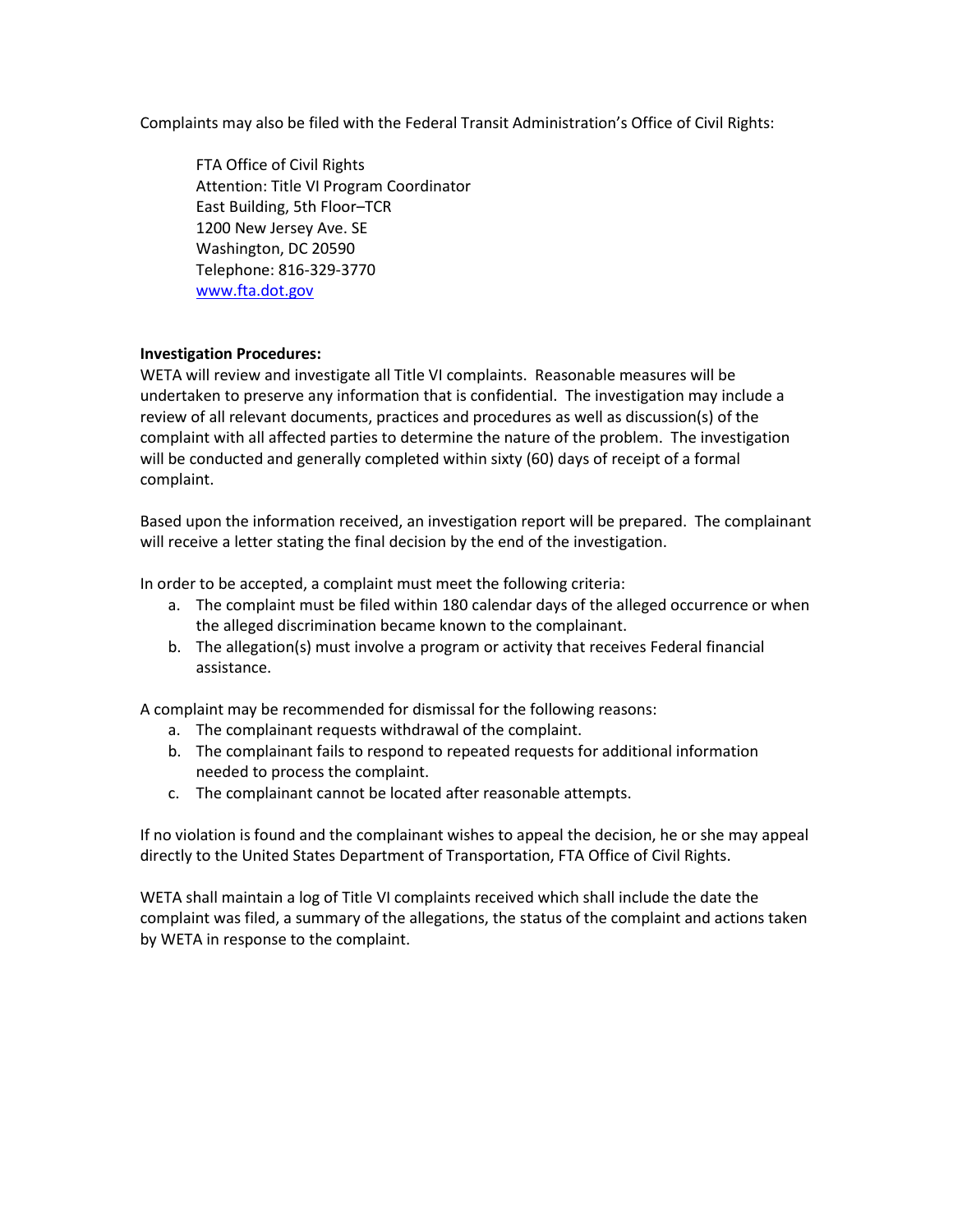Complaints may also be filed with the Federal Transit Administration's Office of Civil Rights:

FTA Office of Civil Rights
Attention: Title VI Program Coordinator
East Building, 5th Floor–TCR
1200 New Jersey Ave. SE
Washington, DC 20590
Telephone: 816-329-3770
www.fta.dot.gov

**Investigation Procedures:**
WETA will review and investigate all Title VI complaints. Reasonable measures will be undertaken to preserve any information that is confidential. The investigation may include a review of all relevant documents, practices and procedures as well as discussion(s) of the complaint with all affected parties to determine the nature of the problem. The investigation will be conducted and generally completed within sixty (60) days of receipt of a formal complaint.

Based upon the information received, an investigation report will be prepared. The complainant will receive a letter stating the final decision by the end of the investigation.

In order to be accepted, a complaint must meet the following criteria:

a. The complaint must be filed within 180 calendar days of the alleged occurrence or when the alleged discrimination became known to the complainant.
b. The allegation(s) must involve a program or activity that receives Federal financial assistance.

A complaint may be recommended for dismissal for the following reasons:

a. The complainant requests withdrawal of the complaint.
b. The complainant fails to respond to repeated requests for additional information needed to process the complaint.
c. The complainant cannot be located after reasonable attempts.

If no violation is found and the complainant wishes to appeal the decision, he or she may appeal directly to the United States Department of Transportation, FTA Office of Civil Rights.

WETA shall maintain a log of Title VI complaints received which shall include the date the complaint was filed, a summary of the allegations, the status of the complaint and actions taken by WETA in response to the complaint.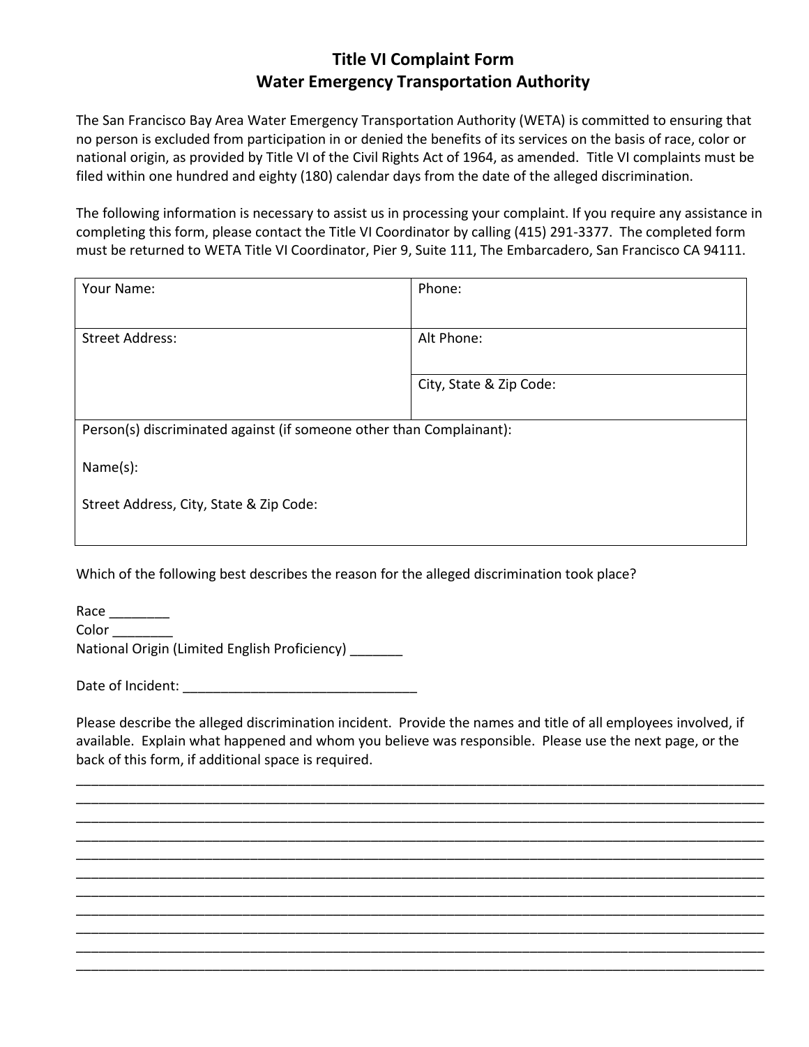# Title VI Complaint Form
## Water Emergency Transportation Authority

The San Francisco Bay Area Water Emergency Transportation Authority (WETA) is committed to ensuring that no person is excluded from participation in or denied the benefits of its services on the basis of race, color or national origin, as provided by Title VI of the Civil Rights Act of 1964, as amended. Title VI complaints must be filed within one hundred and eighty (180) calendar days from the date of the alleged discrimination.

The following information is necessary to assist us in processing your complaint. If you require any assistance in completing this form, please contact the Title VI Coordinator by calling (415) 291-3377. The completed form must be returned to WETA Title VI Coordinator, Pier 9, Suite 111, The Embarcadero, San Francisco CA 94111.

| Your Name: | Phone: |
|---|---|
| Street Address: | Alt Phone: |
| | City, State & Zip Code: |
| Person(s) discriminated against (if someone other than Complainant):<br><br>Name(s):<br><br>Street Address, City, State & Zip Code: | |

Which of the following best describes the reason for the alleged discrimination took place?

Race ________
Color ________
National Origin (Limited English Proficiency) _______

Date of Incident: _______________________________

Please describe the alleged discrimination incident. Provide the names and title of all employees involved, if available. Explain what happened and whom you believe was responsible. Please use the next page, or the back of this form, if additional space is required.

______________________________________________________________________________________
______________________________________________________________________________________
______________________________________________________________________________________
______________________________________________________________________________________
______________________________________________________________________________________
______________________________________________________________________________________
______________________________________________________________________________________
______________________________________________________________________________________
______________________________________________________________________________________
______________________________________________________________________________________
______________________________________________________________________________________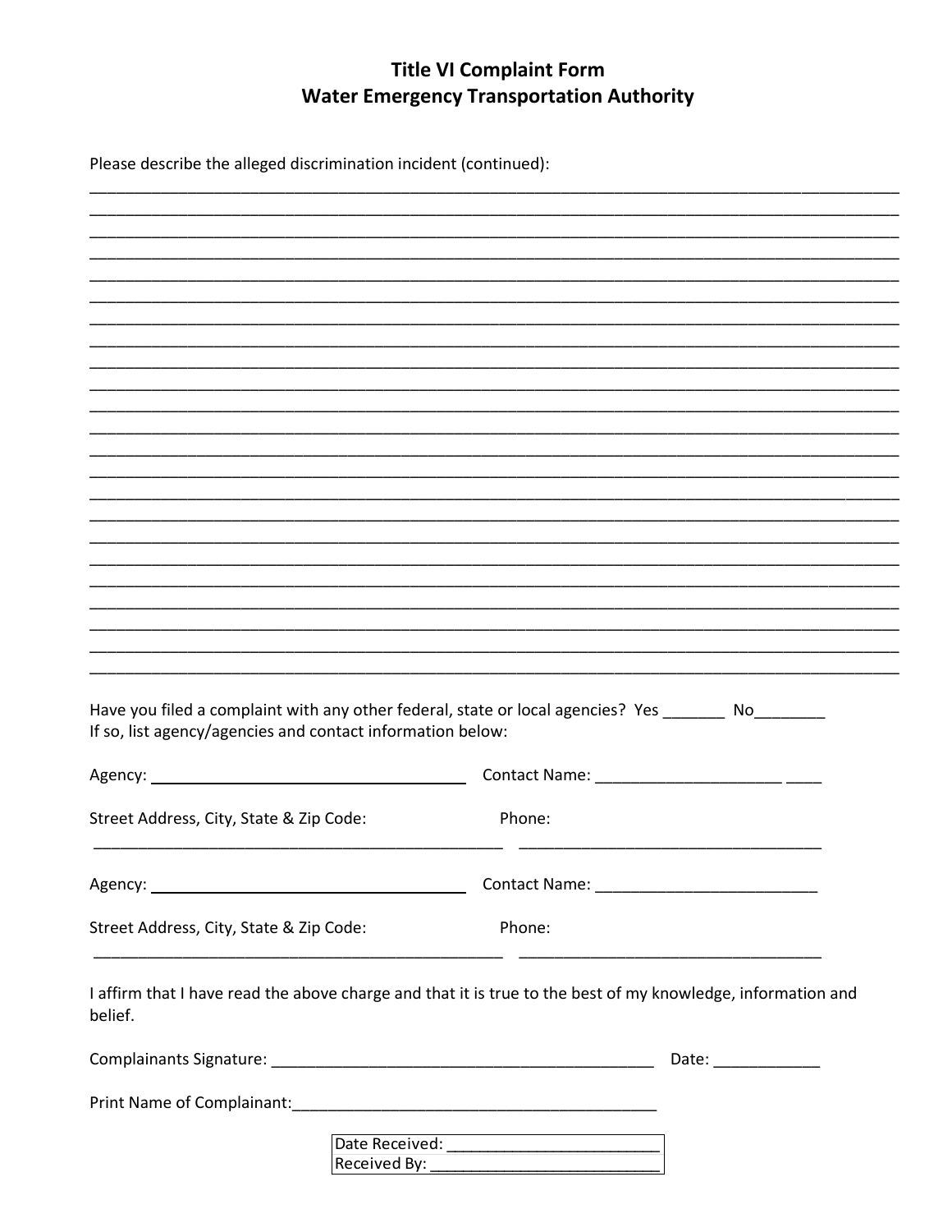# Title VI Complaint Form
# Water Emergency Transportation Authority

Please describe the alleged discrimination incident (continued):

______________________________________________________________________________________________
______________________________________________________________________________________________
______________________________________________________________________________________________
______________________________________________________________________________________________
______________________________________________________________________________________________
______________________________________________________________________________________________
______________________________________________________________________________________________
______________________________________________________________________________________________
______________________________________________________________________________________________
______________________________________________________________________________________________
______________________________________________________________________________________________
______________________________________________________________________________________________
______________________________________________________________________________________________
______________________________________________________________________________________________
______________________________________________________________________________________________
______________________________________________________________________________________________
______________________________________________________________________________________________
______________________________________________________________________________________________
______________________________________________________________________________________________
______________________________________________________________________________________________
______________________________________________________________________________________________
______________________________________________________________________________________________
______________________________________________________________________________________________
______________________________________________________________________________________________

Have you filed a complaint with any other federal, state or local agencies? Yes _______ No________
If so, list agency/agencies and contact information below:

Agency: ____________________________________ Contact Name: ____________________ ____

Street Address, City, State & Zip Code: Phone:

_______________________________________________ __________________________________

Agency: ____________________________________ Contact Name: ________________________

Street Address, City, State & Zip Code: Phone:

_______________________________________________ __________________________________

I affirm that I have read the above charge and that it is true to the best of my knowledge, information and belief.

Complainants Signature: ___________________________________________ Date: ____________

Print Name of Complainant:_________________________________________

Date Received: _______________________
Received By: _________________________